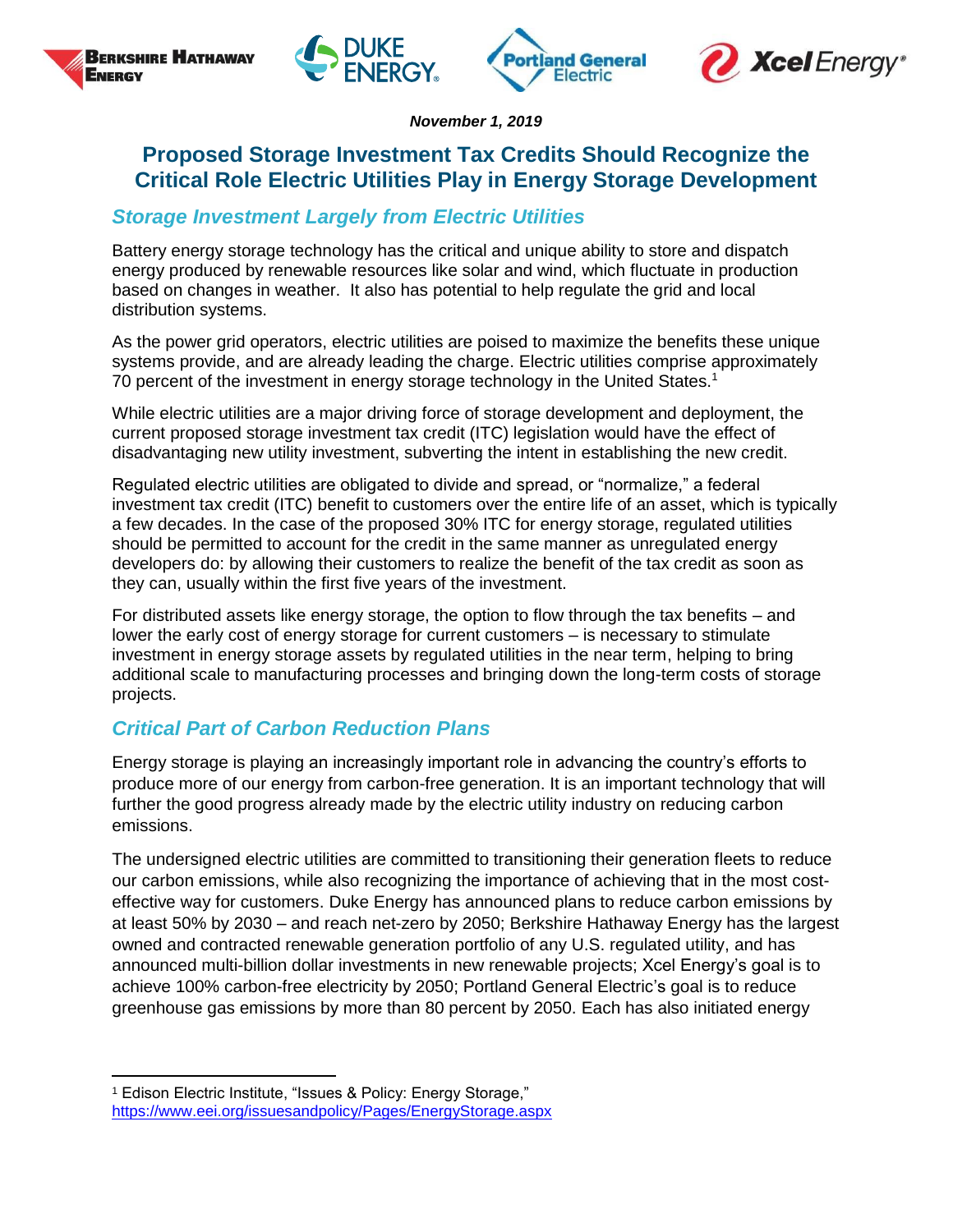*November 1, 2019*

# Proposed Storage Investment Tax Credits Should Recognize the Critical Role Electric Utilities Play in Energy Storage Development

## *Storage Investment Largely from Electric Utilities*

Battery energy storage technology has the critical and unique ability to store and dispatch energy produced by renewable resources like solar and wind, which fluctuate in production based on changes in weather. It also has potential to help regulate the grid and local distribution systems.

As the power grid operators, electric utilities are poised to maximize the benefits these unique systems provide, and are already leading the charge. Electric utilities comprise approximately 70 percent of the investment in energy storage technology in the United States.[1]

While electric utilities are a major driving force of storage development and deployment, the current proposed storage investment tax credit (ITC) legislation would have the effect of disadvantaging new utility investment, subverting the intent in establishing the new credit.

Regulated electric utilities are obligated to divide and spread, or "normalize," a federal investment tax credit (ITC) benefit to customers over the entire life of an asset, which is typically a few decades. In the case of the proposed 30% ITC for energy storage, regulated utilities should be permitted to account for the credit in the same manner as unregulated energy developers do: by allowing their customers to realize the benefit of the tax credit as soon as they can, usually within the first five years of the investment.

For distributed assets like energy storage, the option to flow through the tax benefits – and lower the early cost of energy storage for current customers – is necessary to stimulate investment in energy storage assets by regulated utilities in the near term, helping to bring additional scale to manufacturing processes and bringing down the long-term costs of storage projects.

## *Critical Part of Carbon Reduction Plans*

Energy storage is playing an increasingly important role in advancing the country's efforts to produce more of our energy from carbon-free generation. It is an important technology that will further the good progress already made by the electric utility industry on reducing carbon emissions.

The undersigned electric utilities are committed to transitioning their generation fleets to reduce our carbon emissions, while also recognizing the importance of achieving that in the most cost-effective way for customers. Duke Energy has announced plans to reduce carbon emissions by at least 50% by 2030 – and reach net-zero by 2050; Berkshire Hathaway Energy has the largest owned and contracted renewable generation portfolio of any U.S. regulated utility, and has announced multi-billion dollar investments in new renewable projects; Xcel Energy's goal is to achieve 100% carbon-free electricity by 2050; Portland General Electric's goal is to reduce greenhouse gas emissions by more than 80 percent by 2050. Each has also initiated energy

---

[1] Edison Electric Institute, "Issues & Policy: Energy Storage," https://www.eei.org/issuesandpolicy/Pages/EnergyStorage.aspx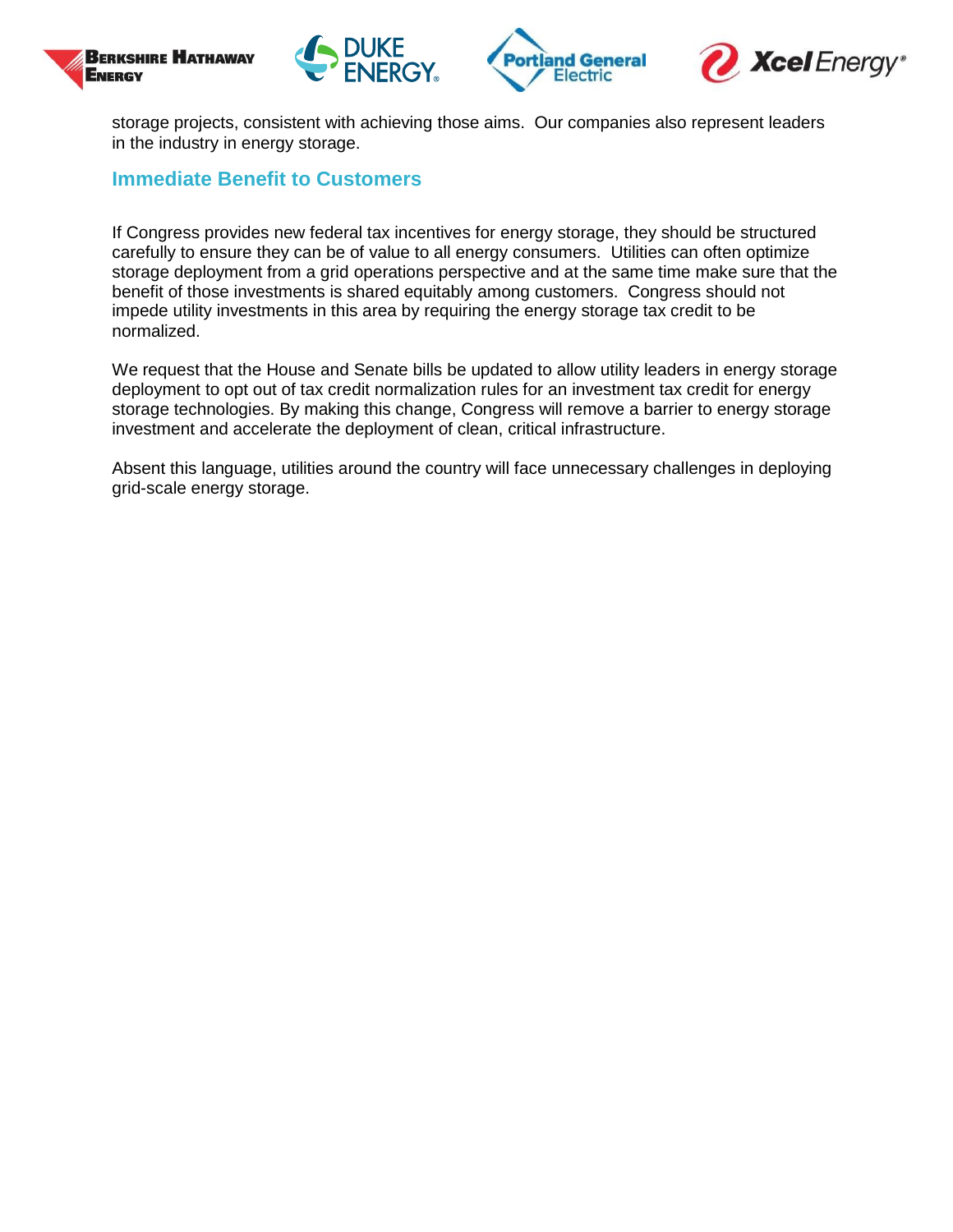storage projects, consistent with achieving those aims. Our companies also represent leaders in the industry in energy storage.

## Immediate Benefit to Customers

If Congress provides new federal tax incentives for energy storage, they should be structured carefully to ensure they can be of value to all energy consumers. Utilities can often optimize storage deployment from a grid operations perspective and at the same time make sure that the benefit of those investments is shared equitably among customers. Congress should not impede utility investments in this area by requiring the energy storage tax credit to be normalized.

We request that the House and Senate bills be updated to allow utility leaders in energy storage deployment to opt out of tax credit normalization rules for an investment tax credit for energy storage technologies. By making this change, Congress will remove a barrier to energy storage investment and accelerate the deployment of clean, critical infrastructure.

Absent this language, utilities around the country will face unnecessary challenges in deploying grid-scale energy storage.